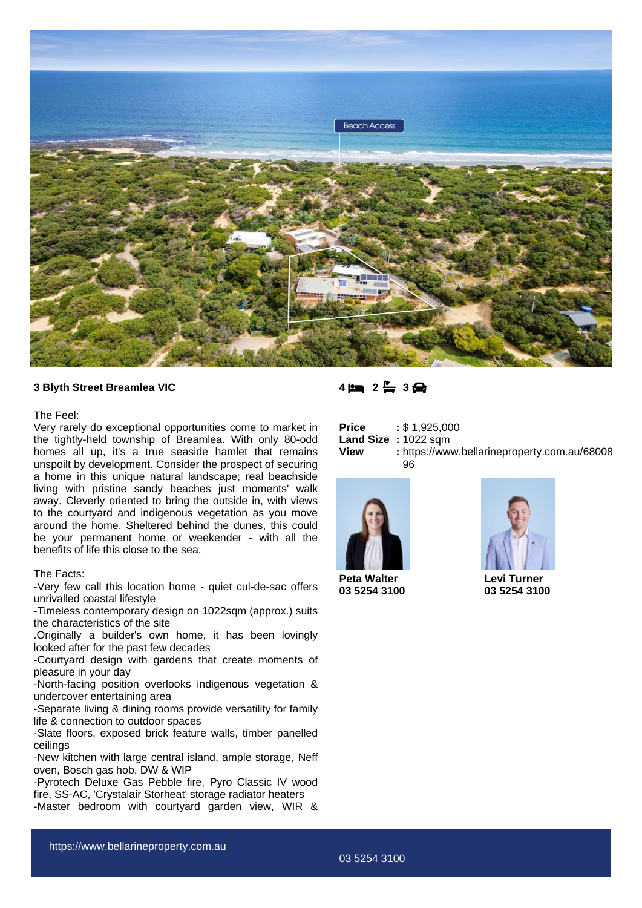## 3 Blyth Street Breamlea VIC

4 2 3

The Feel:
Very rarely do exceptional opportunities come to market in the tightly-held township of Breamlea. With only 80-odd homes all up, it's a true seaside hamlet that remains unspoilt by development. Consider the prospect of securing a home in this unique natural landscape; real beachside living with pristine sandy beaches just moments' walk away. Cleverly oriented to bring the outside in, with views to the courtyard and indigenous vegetation as you move around the home. Sheltered behind the dunes, this could be your permanent home or weekender - with all the benefits of life this close to the sea.

The Facts:
-Very few call this location home - quiet cul-de-sac offers unrivalled coastal lifestyle
-Timeless contemporary design on 1022sqm (approx.) suits the characteristics of the site
.Originally a builder's own home, it has been lovingly looked after for the past few decades
-Courtyard design with gardens that create moments of pleasure in your day
-North-facing position overlooks indigenous vegetation & undercover entertaining area
-Separate living & dining rooms provide versatility for family life & connection to outdoor spaces
-Slate floors, exposed brick feature walls, timber panelled ceilings
-New kitchen with large central island, ample storage, Neff oven, Bosch gas hob, DW & WIP
-Pyrotech Deluxe Gas Pebble fire, Pyro Classic IV wood fire, SS-AC, 'Crystalair Storheat' storage radiator heaters
-Master bedroom with courtyard garden view, WIR &

**Price** : $ 1,925,000
**Land Size** : 1022 sqm
**View** : https://www.bellarineproperty.com.au/6800896

**Peta Walter**
**03 5254 3100**

**Levi Turner**
**03 5254 3100**

https://www.bellarineproperty.com.au

03 5254 3100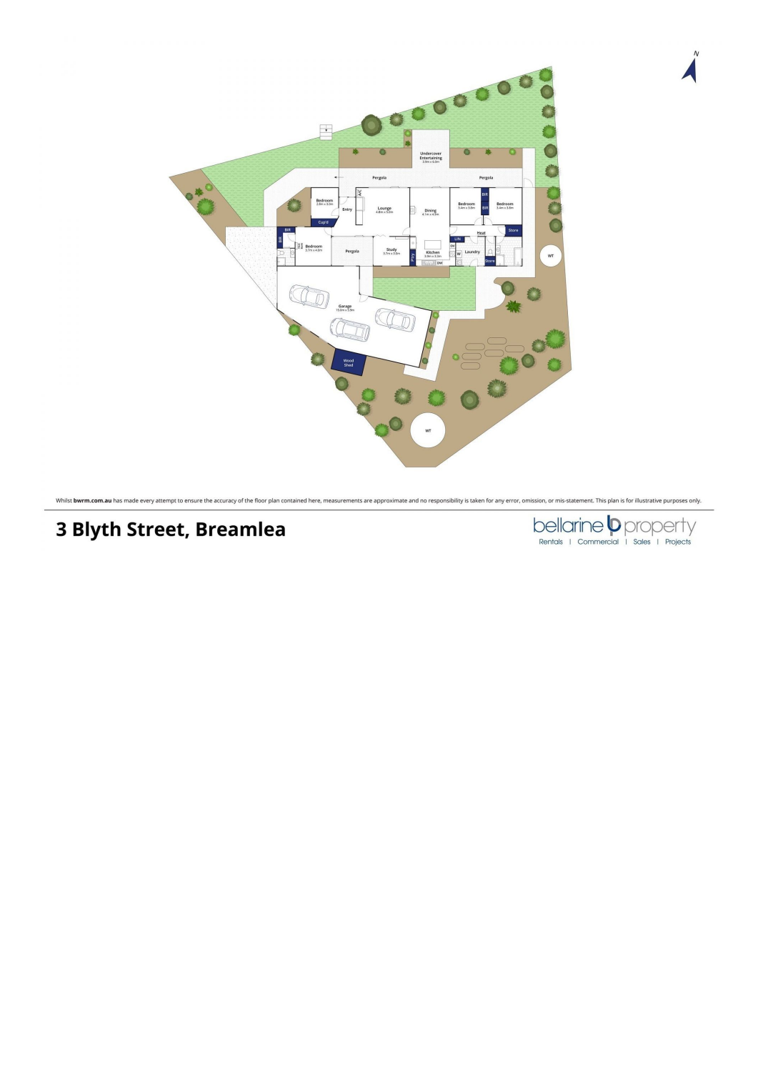Whilst **bwrm.com.au** has made every attempt to ensure the accuracy of the floor plan contained here, measurements are approximate and no responsibility is taken for any error, omission, or mis-statement. This plan is for illustrative purposes only.

# 3 Blyth Street, Breamlea

bellarine property

Rentals | Commercial | Sales | Projects